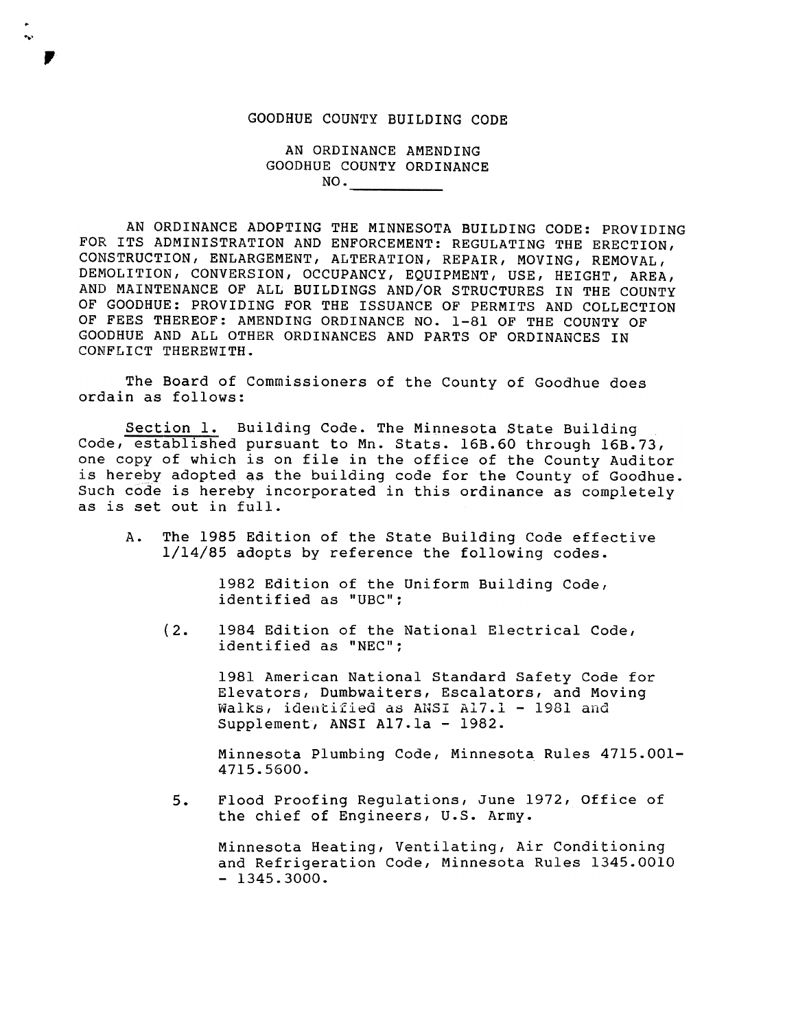# GOODHUE COUNTY BUILDING CODE

## AN ORDINANCE AMENDING GOODHUE COUNTY ORDINANCE NO.\_\_\_\_\_\_\_\_\_\_

AN ORDINANCE ADOPTING THE MINNESOTA BUILDING CODE: PROVIDING FOR ITS ADMINISTRATION AND ENFORCEMENT: REGULATING THE ERECTION, CONSTRUCTION, ENLARGEMENT, ALTERATION, REPAIR, MOVING, REMOVAL, DEMOLITION, CONVERSION, OCCUPANCY, EQUIPMENT, USE, HEIGHT, AREA, AND MAINTENANCE OF ALL BUILDINGS AND/OR STRUCTURES IN THE COUNTY OF GOODHUE: PROVIDING FOR THE ISSUANCE OF PERMITS AND COLLECTION OF FEES THEREOF: AMENDING ORDINANCE NO. 1-81 OF THE COUNTY OF GOODHUE AND ALL OTHER ORDINANCES AND PARTS OF ORDINANCES IN CONFLICT THEREWITH.

The Board of Commissioners of the County of Goodhue does ordain as follows:

<u>Section 1.</u> Building Code. The Minnesota State Building Code, established pursuant to Mn. Stats. 16B.60 through 16B.73, one copy of which is on file in the office of the County Auditor is hereby adopted as the building code for the County of Goodhue. Such code is hereby incorporated in this ordinance as completely as is set out in full.

A. The 1985 Edition of the State Building Code effective 1/14/85 adopts by reference the following codes.

   1982 Edition of the Uniform Building Code, identified as "UBC";

   (2. 1984 Edition of the National Electrical Code, identified as "NEC";

   1981 American National Standard Safety Code for Elevators, Dumbwaiters, Escalators, and Moving Walks, identified as ANSI A17.1 - 1981 and Supplement, ANSI A17.1a - 1982.

   Minnesota Plumbing Code, Minnesota Rules 4715.001-4715.5600.

   5. Flood Proofing Regulations, June 1972, Office of the chief of Engineers, U.S. Army.

   Minnesota Heating, Ventilating, Air Conditioning and Refrigeration Code, Minnesota Rules 1345.0010 - 1345.3000.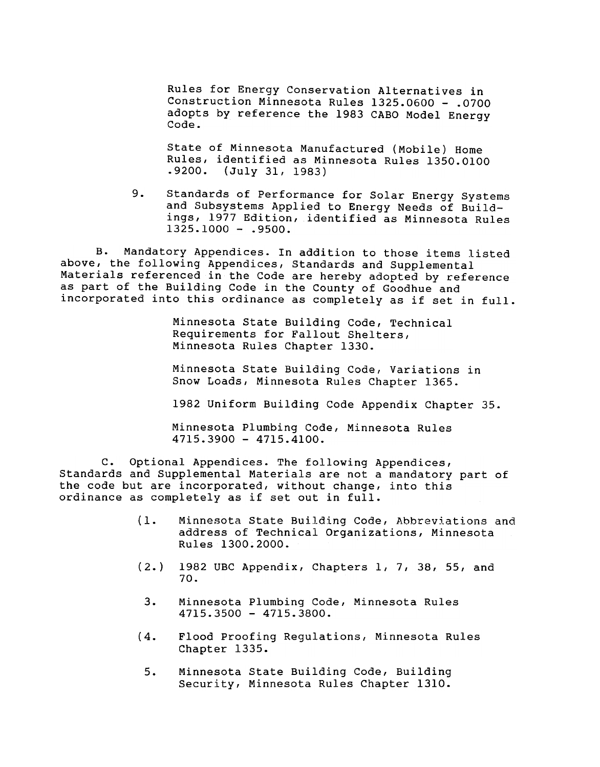Rules for Energy Conservation Alternatives in Construction Minnesota Rules 1325.0600 - .0700 adopts by reference the 1983 CABO Model Energy Code.

State of Minnesota Manufactured (Mobile) Home Rules, identified as Minnesota Rules 1350.0100 .9200. (July 31, 1983)

9. Standards of Performance for Solar Energy Systems and Subsystems Applied to Energy Needs of Buildings, 1977 Edition, identified as Minnesota Rules 1325.1000 - .9500.

B. Mandatory Appendices. In addition to those items listed above, the following Appendices, Standards and Supplemental Materials referenced in the Code are hereby adopted by reference as part of the Building Code in the County of Goodhue and incorporated into this ordinance as completely as if set in full.

Minnesota State Building Code, Technical Requirements for Fallout Shelters, Minnesota Rules Chapter 1330.

Minnesota State Building Code, Variations in Snow Loads, Minnesota Rules Chapter 1365.

1982 Uniform Building Code Appendix Chapter 35.

Minnesota Plumbing Code, Minnesota Rules 4715.3900 - 4715.4100.

C. Optional Appendices. The following Appendices, Standards and Supplemental Materials are not a mandatory part of the code but are incorporated, without change, into this ordinance as completely as if set out in full.

(1. Minnesota State Building Code, Abbreviations and address of Technical Organizations, Minnesota Rules 1300.2000.

(2.) 1982 UBC Appendix, Chapters 1, 7, 38, 55, and 70.

3. Minnesota Plumbing Code, Minnesota Rules 4715.3500 - 4715.3800.

(4. Flood Proofing Regulations, Minnesota Rules Chapter 1335.

5. Minnesota State Building Code, Building Security, Minnesota Rules Chapter 1310.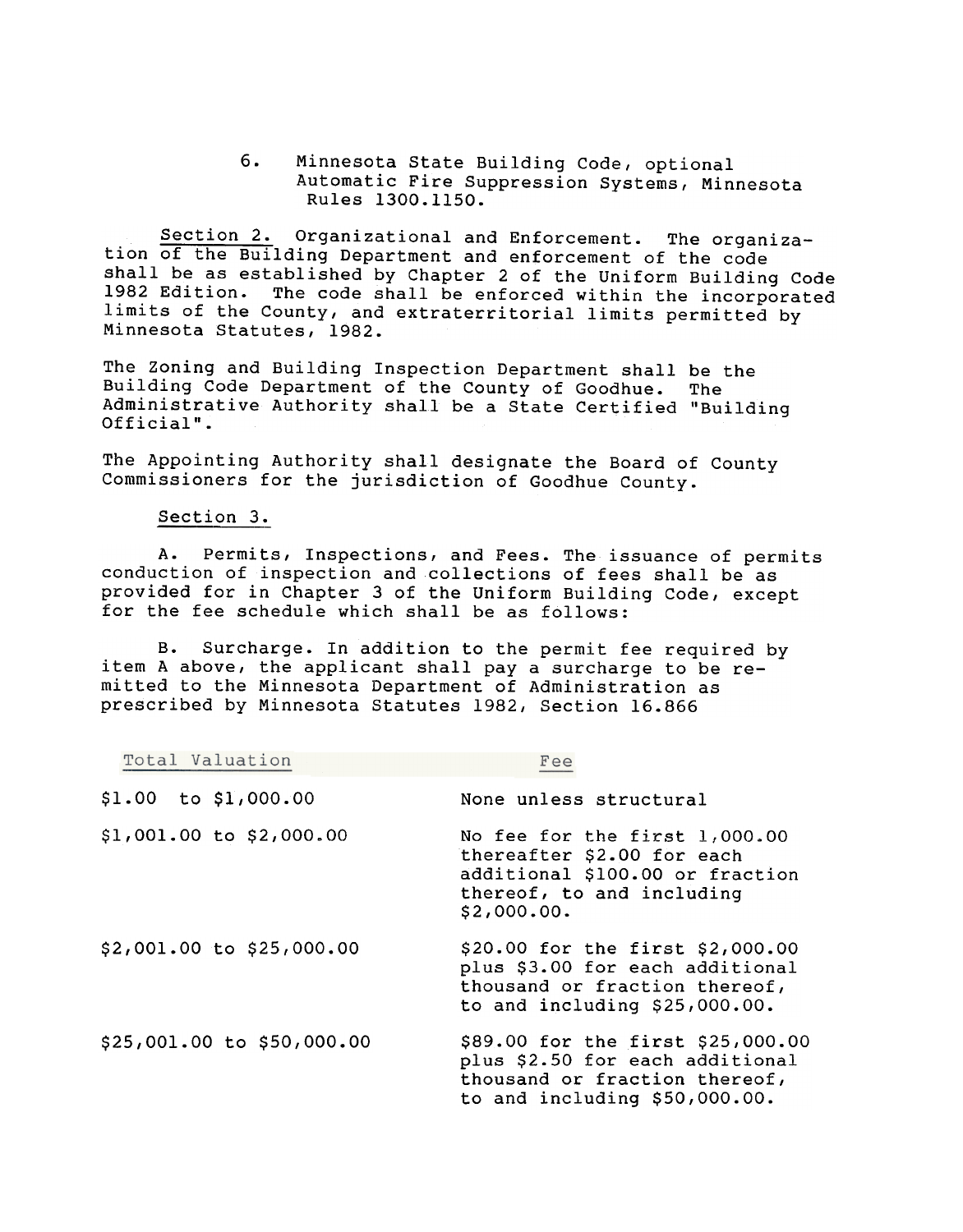6. Minnesota State Building Code, optional Automatic Fire Suppression Systems, Minnesota Rules 1300.1150.

<u>Section 2.</u> Organizational and Enforcement. The organization of the Building Department and enforcement of the code shall be as established by Chapter 2 of the Uniform Building Code 1982 Edition. The code shall be enforced within the incorporated limits of the County, and extraterritorial limits permitted by Minnesota Statutes, 1982.

The Zoning and Building Inspection Department shall be the Building Code Department of the County of Goodhue. The Administrative Authority shall be a State Certified "Building Official".

The Appointing Authority shall designate the Board of County Commissioners for the jurisdiction of Goodhue County.

<u>Section 3.</u>

A. Permits, Inspections, and Fees. The issuance of permits conduction of inspection and collections of fees shall be as provided for in Chapter 3 of the Uniform Building Code, except for the fee schedule which shall be as follows:

B. Surcharge. In addition to the permit fee required by item A above, the applicant shall pay a surcharge to be remitted to the Minnesota Department of Administration as prescribed by Minnesota Statutes 1982, Section 16.866

| Total Valuation | Fee |
|---|---|
| $1.00 to $1,000.00 | None unless structural |
| $1,001.00 to $2,000.00 | No fee for the first 1,000.00 thereafter $2.00 for each additional $100.00 or fraction thereof, to and including $2,000.00. |
| $2,001.00 to $25,000.00 | $20.00 for the first $2,000.00 plus $3.00 for each additional thousand or fraction thereof, to and including $25,000.00. |
| $25,001.00 to $50,000.00 | $89.00 for the first $25,000.00 plus $2.50 for each additional thousand or fraction thereof, to and including $50,000.00. |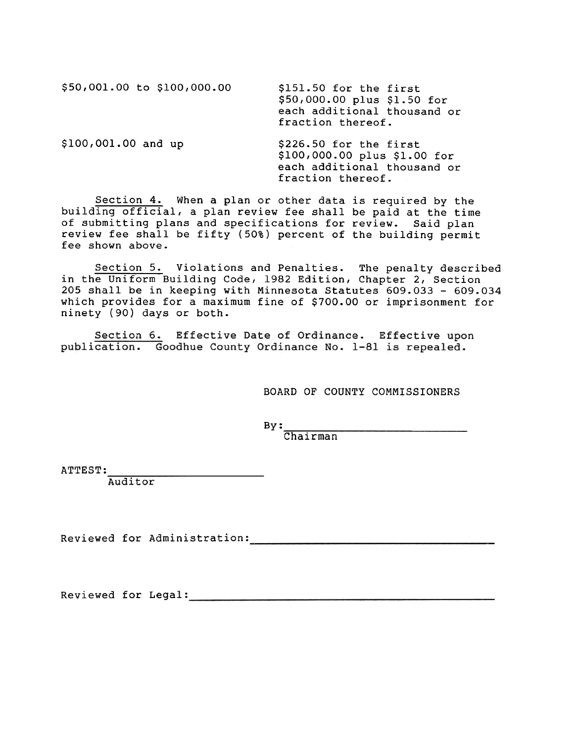| | |
|---|---|
| $50,001.00 to $100,000.00 | $151.50 for the first $50,000.00 plus $1.50 for each additional thousand or fraction thereof. |
| $100,001.00 and up | $226.50 for the first $100,000.00 plus $1.00 for each additional thousand or fraction thereof. |

Section 4. When a plan or other data is required by the building official, a plan review fee shall be paid at the time of submitting plans and specifications for review. Said plan review fee shall be fifty (50%) percent of the building permit fee shown above.

Section 5. Violations and Penalties. The penalty described in the Uniform Building Code, 1982 Edition, Chapter 2, Section 205 shall be in keeping with Minnesota Statutes 609.033 - 609.034 which provides for a maximum fine of $700.00 or imprisonment for ninety (90) days or both.

Section 6. Effective Date of Ordinance. Effective upon publication. Goodhue County Ordinance No. 1-81 is repealed.

BOARD OF COUNTY COMMISSIONERS

By: ____________________________
Chairman

ATTEST: ________________________
Auditor

Reviewed for Administration: ____________________________________

Reviewed for Legal: ____________________________________________